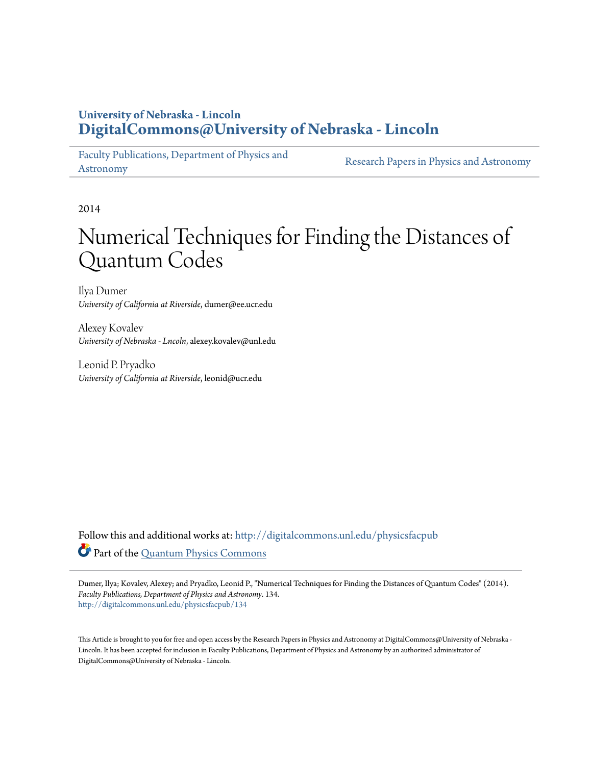**University of Nebraska - Lincoln**
**DigitalCommons@University of Nebraska - Lincoln**

Faculty Publications, Department of Physics and Astronomy | Research Papers in Physics and Astronomy

2014

# Numerical Techniques for Finding the Distances of Quantum Codes

Ilya Dumer
*University of California at Riverside*, dumer@ee.ucr.edu

Alexey Kovalev
*University of Nebraska - Lncoln*, alexey.kovalev@unl.edu

Leonid P. Pryadko
*University of California at Riverside*, leonid@ucr.edu

Follow this and additional works at: http://digitalcommons.unl.edu/physicsfacpub

Part of the Quantum Physics Commons

Dumer, Ilya; Kovalev, Alexey; and Pryadko, Leonid P., "Numerical Techniques for Finding the Distances of Quantum Codes" (2014). *Faculty Publications, Department of Physics and Astronomy*. 134.
http://digitalcommons.unl.edu/physicsfacpub/134

This Article is brought to you for free and open access by the Research Papers in Physics and Astronomy at DigitalCommons@University of Nebraska - Lincoln. It has been accepted for inclusion in Faculty Publications, Department of Physics and Astronomy by an authorized administrator of DigitalCommons@University of Nebraska - Lincoln.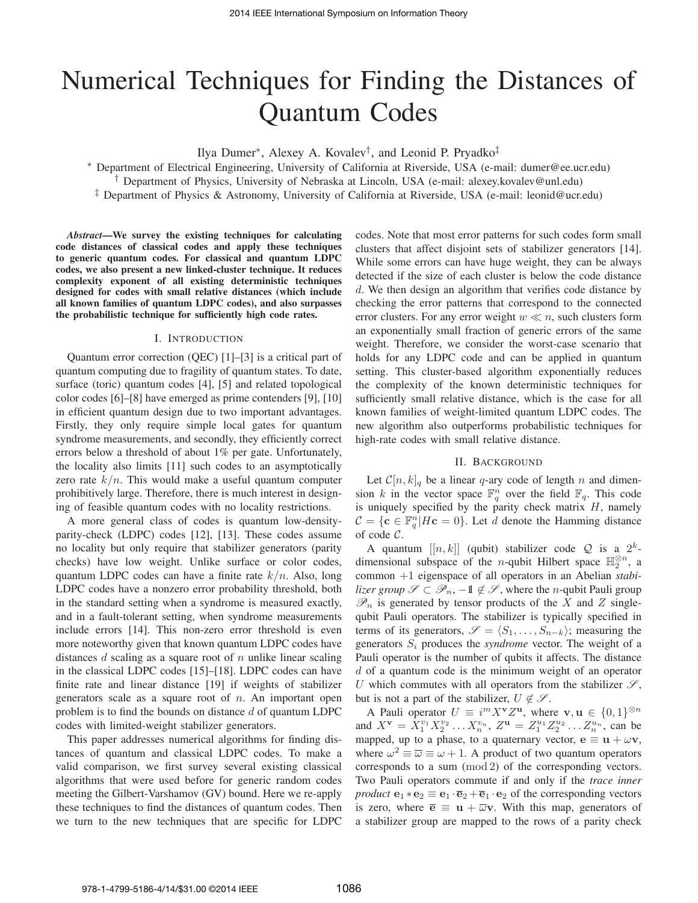# Numerical Techniques for Finding the Distances of Quantum Codes

Ilya Dumer*, Alexey A. Kovalev†, and Leonid P. Pryadko‡

* Department of Electrical Engineering, University of California at Riverside, USA (e-mail: dumer@ee.ucr.edu)
† Department of Physics, University of Nebraska at Lincoln, USA (e-mail: alexey.kovalev@unl.edu)
‡ Department of Physics & Astronomy, University of California at Riverside, USA (e-mail: leonid@ucr.edu)

***Abstract*—We survey the existing techniques for calculating code distances of classical codes and apply these techniques to generic quantum codes. For classical and quantum LDPC codes, we also present a new linked-cluster technique. It reduces complexity exponent of all existing deterministic techniques designed for codes with small relative distances (which include all known families of quantum LDPC codes), and also surpasses the probabilistic technique for sufficiently high code rates.**

## I. Introduction

Quantum error correction (QEC) [1]–[3] is a critical part of quantum computing due to fragility of quantum states. To date, surface (toric) quantum codes [4], [5] and related topological color codes [6]–[8] have emerged as prime contenders [9], [10] in efficient quantum design due to two important advantages. Firstly, they only require simple local gates for quantum syndrome measurements, and secondly, they efficiently correct errors below a threshold of about 1% per gate. Unfortunately, the locality also limits [11] such codes to an asymptotically zero rate $k/n$. This would make a useful quantum computer prohibitively large. Therefore, there is much interest in designing of feasible quantum codes with no locality restrictions.

A more general class of codes is quantum low-density-parity-check (LDPC) codes [12], [13]. These codes assume no locality but only require that stabilizer generators (parity checks) have low weight. Unlike surface or color codes, quantum LDPC codes can have a finite rate $k/n$. Also, long LDPC codes have a nonzero error probability threshold, both in the standard setting when a syndrome is measured exactly, and in a fault-tolerant setting, when syndrome measurements include errors [14]. This non-zero error threshold is even more noteworthy given that known quantum LDPC codes have distances $d$ scaling as a square root of $n$ unlike linear scaling in the classical LDPC codes [15]–[18]. LDPC codes can have finite rate and linear distance [19] if weights of stabilizer generators scale as a square root of $n$. An important open problem is to find the bounds on distance $d$ of quantum LDPC codes with limited-weight stabilizer generators.

This paper addresses numerical algorithms for finding distances of quantum and classical LDPC codes. To make a valid comparison, we first survey several existing classical algorithms that were used before for generic random codes meeting the Gilbert-Varshamov (GV) bound. Here we re-apply these techniques to find the distances of quantum codes. Then we turn to the new techniques that are specific for LDPC codes. Note that most error patterns for such codes form small clusters that affect disjoint sets of stabilizer generators [14]. While some errors can have huge weight, they can be always detected if the size of each cluster is below the code distance $d$. We then design an algorithm that verifies code distance by checking the error patterns that correspond to the connected error clusters. For any error weight $w \ll n$, such clusters form an exponentially small fraction of generic errors of the same weight. Therefore, we consider the worst-case scenario that holds for any LDPC code and can be applied in quantum setting. This cluster-based algorithm exponentially reduces the complexity of the known deterministic techniques for sufficiently small relative distance, which is the case for all known families of weight-limited quantum LDPC codes. The new algorithm also outperforms probabilistic techniques for high-rate codes with small relative distance.

## II. Background

Let $\mathcal{C}[n,k]_q$ be a linear $q$-ary code of length $n$ and dimension $k$ in the vector space $\mathbb{F}_q^n$ over the field $\mathbb{F}_q$. This code is uniquely specified by the parity check matrix $H$, namely $\mathcal{C} = \{\mathbf{c} \in \mathbb{F}_q^n | H\mathbf{c} = 0\}$. Let $d$ denote the Hamming distance of code $\mathcal{C}$.

A quantum $[[n,k]]$ (qubit) stabilizer code $\mathcal{Q}$ is a $2^k$-dimensional subspace of the $n$-qubit Hilbert space $\mathbb{H}_2^{\otimes n}$, a common $+1$ eigenspace of all operators in an Abelian *stabilizer group* $\mathscr{S} \subset \mathscr{P}_n$, $-\mathbb{1} \notin \mathscr{S}$, where the $n$-qubit Pauli group $\mathscr{P}_n$ is generated by tensor products of the $X$ and $Z$ single-qubit Pauli operators. The stabilizer is typically specified in terms of its generators, $\mathscr{S} = \langle S_1, \ldots, S_{n-k} \rangle$; measuring the generators $S_i$ produces the *syndrome* vector. The weight of a Pauli operator is the number of qubits it affects. The distance $d$ of a quantum code is the minimum weight of an operator $U$ which commutes with all operators from the stabilizer $\mathscr{S}$, but is not a part of the stabilizer, $U \notin \mathscr{S}$.

A Pauli operator $U \equiv i^m X^{\mathbf{v}} Z^{\mathbf{u}}$, where $\mathbf{v}, \mathbf{u} \in \{0,1\}^{\otimes n}$ and $X^{\mathbf{v}} = X_1^{v_1} X_2^{v_2} \ldots X_n^{v_n}$, $Z^{\mathbf{u}} = Z_1^{u_1} Z_2^{u_2} \ldots Z_n^{u_n}$, can be mapped, up to a phase, to a quaternary vector, $\mathbf{e} \equiv \mathbf{u} + \omega \mathbf{v}$, where $\omega^2 \equiv \overline{\omega} \equiv \omega + 1$. A product of two quantum operators corresponds to a sum $(\bmod 2)$ of the corresponding vectors. Two Pauli operators commute if and only if the *trace inner product* $\mathbf{e}_1 * \mathbf{e}_2 \equiv \mathbf{e}_1 \cdot \overline{\mathbf{e}}_2 + \overline{\mathbf{e}}_1 \cdot \mathbf{e}_2$ of the corresponding vectors is zero, where $\overline{\mathbf{e}} \equiv \mathbf{u} + \overline{\omega} \mathbf{v}$. With this map, generators of a stabilizer group are mapped to the rows of a parity check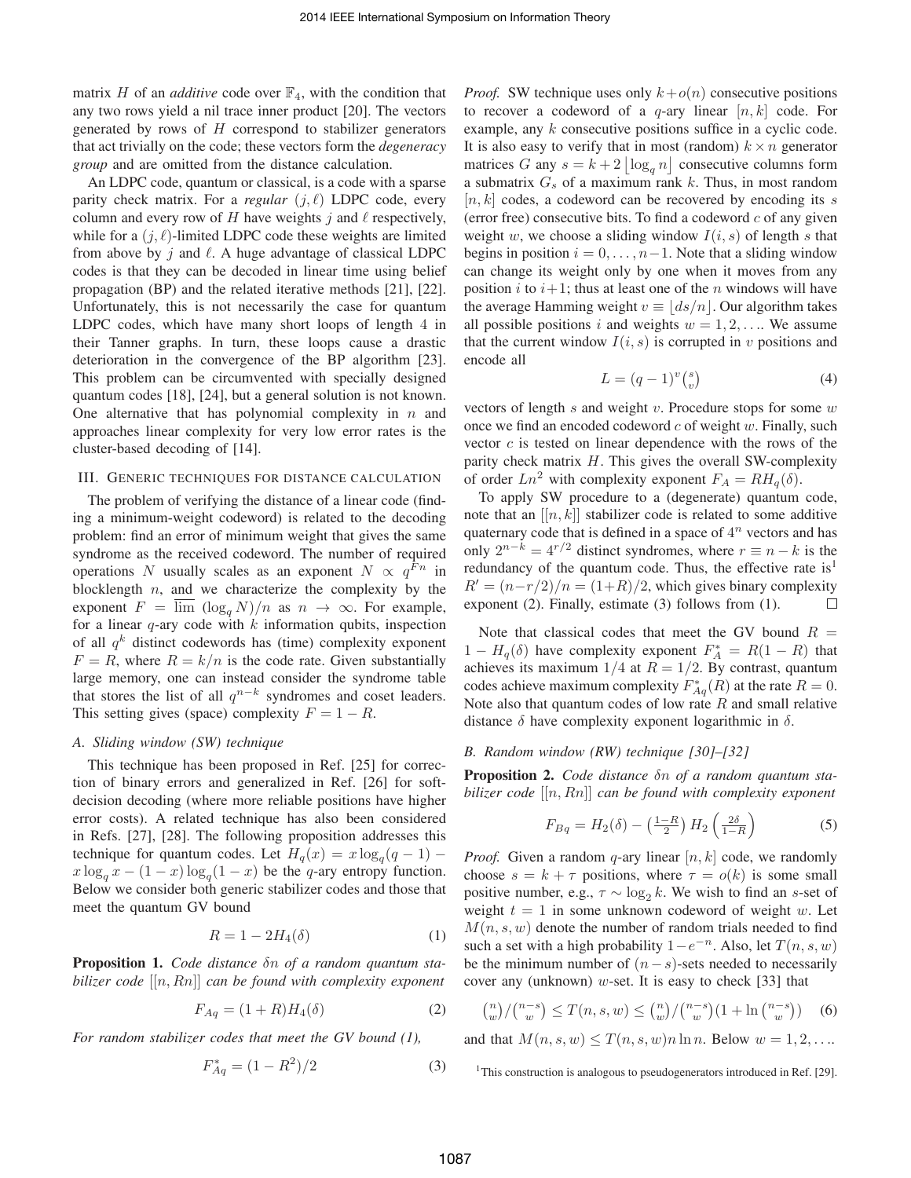matrix $H$ of an *additive* code over $\mathbb{F}_4$, with the condition that any two rows yield a nil trace inner product [20]. The vectors generated by rows of $H$ correspond to stabilizer generators that act trivially on the code; these vectors form the *degeneracy group* and are omitted from the distance calculation.

An LDPC code, quantum or classical, is a code with a sparse parity check matrix. For a *regular* $(j, \ell)$ LDPC code, every column and every row of $H$ have weights $j$ and $\ell$ respectively, while for a $(j, \ell)$-limited LDPC code these weights are limited from above by $j$ and $\ell$. A huge advantage of classical LDPC codes is that they can be decoded in linear time using belief propagation (BP) and the related iterative methods [21], [22]. Unfortunately, this is not necessarily the case for quantum LDPC codes, which have many short loops of length 4 in their Tanner graphs. In turn, these loops cause a drastic deterioration in the convergence of the BP algorithm [23]. This problem can be circumvented with specially designed quantum codes [18], [24], but a general solution is not known. One alternative that has polynomial complexity in $n$ and approaches linear complexity for very low error rates is the cluster-based decoding of [14].

## III. Generic techniques for distance calculation

The problem of verifying the distance of a linear code (finding a minimum-weight codeword) is related to the decoding problem: find an error of minimum weight that gives the same syndrome as the received codeword. The number of required operations $N$ usually scales as an exponent $N \propto q^{Fn}$ in blocklength $n$, and we characterize the complexity by the exponent $F = \overline{\lim}\ (\log_q N)/n$ as $n \to \infty$. For example, for a linear $q$-ary code with $k$ information qubits, inspection of all $q^k$ distinct codewords has (time) complexity exponent $F = R$, where $R = k/n$ is the code rate. Given substantially large memory, one can instead consider the syndrome table that stores the list of all $q^{n-k}$ syndromes and coset leaders. This setting gives (space) complexity $F = 1 - R$.

### A. Sliding window (SW) technique

This technique has been proposed in Ref. [25] for correction of binary errors and generalized in Ref. [26] for soft-decision decoding (where more reliable positions have higher error costs). A related technique has also been considered in Refs. [27], [28]. The following proposition addresses this technique for quantum codes. Let $H_q(x) = x \log_q(q-1) - x \log_q x - (1-x) \log_q(1-x)$ be the $q$-ary entropy function. Below we consider both generic stabilizer codes and those that meet the quantum GV bound

$$R = 1 - 2H_4(\delta) \tag{1}$$

**Proposition 1.** *Code distance $\delta n$ of a random quantum stabilizer code $[[n, Rn]]$ can be found with complexity exponent*

$$F_{Aq} = (1 + R)H_4(\delta) \tag{2}$$

*For random stabilizer codes that meet the GV bound (1),*

$$F^*_{Aq} = (1 - R^2)/2 \tag{3}$$

*Proof.* SW technique uses only $k + o(n)$ consecutive positions to recover a codeword of a $q$-ary linear $[n, k]$ code. For example, any $k$ consecutive positions suffice in a cyclic code. It is also easy to verify that in most (random) $k \times n$ generator matrices $G$ any $s = k + 2\lfloor \log_q n \rfloor$ consecutive columns form a submatrix $G_s$ of a maximum rank $k$. Thus, in most random $[n, k]$ codes, a codeword can be recovered by encoding its $s$ (error free) consecutive bits. To find a codeword $c$ of any given weight $w$, we choose a sliding window $I(i, s)$ of length $s$ that begins in position $i = 0, \ldots, n-1$. Note that a sliding window can change its weight only by one when it moves from any position $i$ to $i+1$; thus at least one of the $n$ windows will have the average Hamming weight $v \equiv \lfloor ds/n \rfloor$. Our algorithm takes all possible positions $i$ and weights $w = 1, 2, \ldots$. We assume that the current window $I(i, s)$ is corrupted in $v$ positions and encode all

$$L = (q-1)^v \binom{s}{v} \tag{4}$$

vectors of length $s$ and weight $v$. Procedure stops for some $w$ once we find an encoded codeword $c$ of weight $w$. Finally, such vector $c$ is tested on linear dependence with the rows of the parity check matrix $H$. This gives the overall SW-complexity of order $Ln^2$ with complexity exponent $F_A = RH_q(\delta)$.

To apply SW procedure to a (degenerate) quantum code, note that an $[[n, k]]$ stabilizer code is related to some additive quaternary code that is defined in a space of $4^n$ vectors and has only $2^{n-k} = 4^{r/2}$ distinct syndromes, where $r \equiv n - k$ is the redundancy of the quantum code. Thus, the effective rate is[1] $R' = (n - r/2)/n = (1+R)/2$, which gives binary complexity exponent (2). Finally, estimate (3) follows from (1). □

Note that classical codes that meet the GV bound $R = 1 - H_q(\delta)$ have complexity exponent $F^*_A = R(1-R)$ that achieves its maximum $1/4$ at $R = 1/2$. By contrast, quantum codes achieve maximum complexity $F^*_{Aq}(R)$ at the rate $R = 0$. Note also that quantum codes of low rate $R$ and small relative distance $\delta$ have complexity exponent logarithmic in $\delta$.

### B. Random window (RW) technique [30]–[32]

**Proposition 2.** *Code distance $\delta n$ of a random quantum stabilizer code $[[n, Rn]]$ can be found with complexity exponent*

$$F_{Bq} = H_2(\delta) - \left(\tfrac{1-R}{2}\right) H_2\left(\tfrac{2\delta}{1-R}\right) \tag{5}$$

*Proof.* Given a random $q$-ary linear $[n, k]$ code, we randomly choose $s = k + \tau$ positions, where $\tau = o(k)$ is some small positive number, e.g., $\tau \sim \log_2 k$. We wish to find an $s$-set of weight $t = 1$ in some unknown codeword of weight $w$. Let $M(n, s, w)$ denote the number of random trials needed to find such a set with a high probability $1 - e^{-n}$. Also, let $T(n, s, w)$ be the minimum number of $(n-s)$-sets needed to necessarily cover any (unknown) $w$-set. It is easy to check [33] that

$$\binom{n}{w} / \binom{n-s}{w} \le T(n, s, w) \le \binom{n}{w} / \binom{n-s}{w} \left(1 + \ln \binom{n-s}{w}\right) \tag{6}$$

and that $M(n, s, w) \le T(n, s, w) n \ln n$. Below $w = 1, 2, \ldots$

[1] This construction is analogous to pseudogenerators introduced in Ref. [29].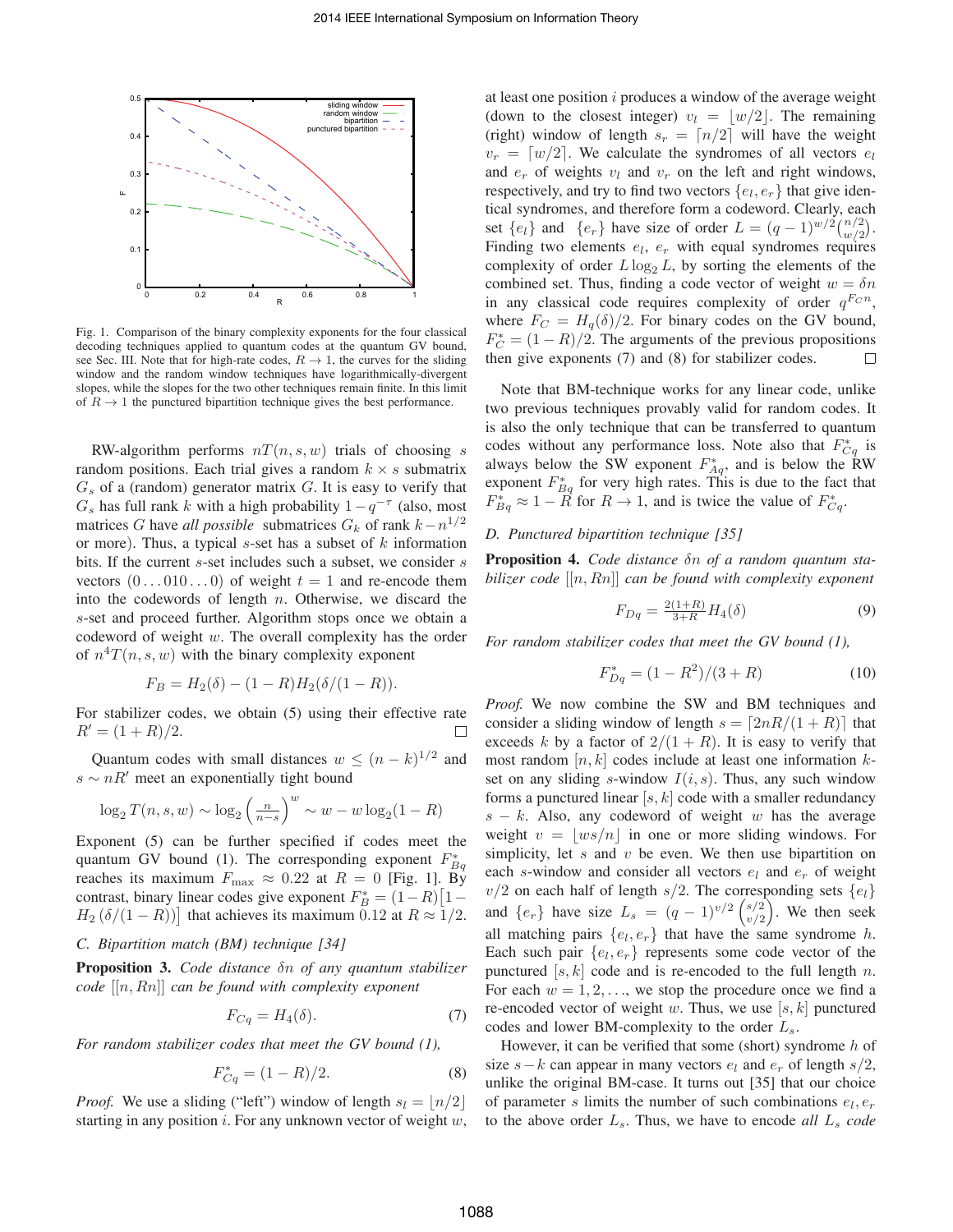Fig. 1. Comparison of the binary complexity exponents for the four classical decoding techniques applied to quantum codes at the quantum GV bound, see Sec. III. Note that for high-rate codes, $R \to 1$, the curves for the sliding window and the random window techniques have logarithmically-divergent slopes, while the slopes for the two other techniques remain finite. In this limit of $R \to 1$ the punctured bipartition technique gives the best performance.

RW-algorithm performs $nT(n,s,w)$ trials of choosing $s$ random positions. Each trial gives a random $k \times s$ submatrix $G_s$ of a (random) generator matrix $G$. It is easy to verify that $G_s$ has full rank $k$ with a high probability $1-q^{-\tau}$ (also, most matrices $G$ have *all possible* submatrices $G_k$ of rank $k - n^{1/2}$ or more). Thus, a typical $s$-set has a subset of $k$ information bits. If the current $s$-set includes such a subset, we consider $s$ vectors $(0\ldots010\ldots0)$ of weight $t=1$ and re-encode them into the codewords of length $n$. Otherwise, we discard the $s$-set and proceed further. Algorithm stops once we obtain a codeword of weight $w$. The overall complexity has the order of $n^4 T(n,s,w)$ with the binary complexity exponent

$$F_B = H_2(\delta) - (1-R)H_2(\delta/(1-R)).$$

For stabilizer codes, we obtain (5) using their effective rate $R' = (1+R)/2$. □

Quantum codes with small distances $w \le (n-k)^{1/2}$ and $s \sim nR'$ meet an exponentially tight bound

$$\log_2 T(n,s,w) \sim \log_2 \left(\tfrac{n}{n-s}\right)^w \sim w - w\log_2(1-R)$$

Exponent (5) can be further specified if codes meet the quantum GV bound (1). The corresponding exponent $F^*_{Bq}$ reaches its maximum $F_{\max} \approx 0.22$ at $R=0$ [Fig. 1]. By contrast, binary linear codes give exponent $F^*_B = (1-R)\big[1 - H_2\left(\delta/(1-R)\right)\big]$ that achieves its maximum 0.12 at $R \approx 1/2$.

### C. Bipartition match (BM) technique [34]

**Proposition 3.** *Code distance $\delta n$ of any quantum stabilizer code $[[n,Rn]]$ can be found with complexity exponent*

$$F_{Cq} = H_4(\delta). \tag{7}$$

*For random stabilizer codes that meet the GV bound (1),*

$$F^*_{Cq} = (1-R)/2. \tag{8}$$

*Proof.* We use a sliding ("left") window of length $s_l = \lfloor n/2 \rfloor$ starting in any position $i$. For any unknown vector of weight $w$, at least one position $i$ produces a window of the average weight (down to the closest integer) $v_l = \lfloor w/2 \rfloor$. The remaining (right) window of length $s_r = \lceil n/2 \rceil$ will have the weight $v_r = \lceil w/2 \rceil$. We calculate the syndromes of all vectors $e_l$ and $e_r$ of weights $v_l$ and $v_r$ on the left and right windows, respectively, and try to find two vectors $\{e_l, e_r\}$ that give identical syndromes, and therefore form a codeword. Clearly, each set $\{e_l\}$ and $\{e_r\}$ have size of order $L = (q-1)^{w/2}\binom{n/2}{w/2}$. Finding two elements $e_l$, $e_r$ with equal syndromes requires complexity of order $L \log_2 L$, by sorting the elements of the combined set. Thus, finding a code vector of weight $w = \delta n$ in any classical code requires complexity of order $q^{F_C n}$, where $F_C = H_q(\delta)/2$. For binary codes on the GV bound, $F^*_C = (1-R)/2$. The arguments of the previous propositions then give exponents (7) and (8) for stabilizer codes. □

Note that BM-technique works for any linear code, unlike two previous techniques provably valid for random codes. It is also the only technique that can be transferred to quantum codes without any performance loss. Note also that $F^*_{Cq}$ is always below the SW exponent $F^*_{Aq}$, and is below the RW exponent $F^*_{Bq}$ for very high rates. This is due to the fact that $F^*_{Bq} \approx 1-R$ for $R \to 1$, and is twice the value of $F^*_{Cq}$.

### D. Punctured bipartition technique [35]

**Proposition 4.** *Code distance $\delta n$ of a random quantum stabilizer code $[[n,Rn]]$ can be found with complexity exponent*

$$F_{Dq} = \tfrac{2(1+R)}{3+R} H_4(\delta) \tag{9}$$

*For random stabilizer codes that meet the GV bound (1),*

$$F^*_{Dq} = (1-R^2)/(3+R) \tag{10}$$

*Proof.* We now combine the SW and BM techniques and consider a sliding window of length $s = \lceil 2nR/(1+R) \rceil$ that exceeds $k$ by a factor of $2/(1+R)$. It is easy to verify that most random $[n,k]$ codes include at least one information $k$-set on any sliding $s$-window $I(i,s)$. Thus, any such window forms a punctured linear $[s,k]$ code with a smaller redundancy $s-k$. Also, any codeword of weight $w$ has the average weight $v = \lfloor ws/n \rfloor$ in one or more sliding windows. For simplicity, let $s$ and $v$ be even. We then use bipartition on each $s$-window and consider all vectors $e_l$ and $e_r$ of weight $v/2$ on each half of length $s/2$. The corresponding sets $\{e_l\}$ and $\{e_r\}$ have size $L_s = (q-1)^{v/2}\binom{s/2}{v/2}$. We then seek all matching pairs $\{e_l, e_r\}$ that have the same syndrome $h$. Each such pair $\{e_l, e_r\}$ represents some code vector of the punctured $[s,k]$ code and is re-encoded to the full length $n$. For each $w = 1,2,\ldots$, we stop the procedure once we find a re-encoded vector of weight $w$. Thus, we use $[s,k]$ punctured codes and lower BM-complexity to the order $L_s$.

However, it can be verified that some (short) syndrome $h$ of size $s-k$ can appear in many vectors $e_l$ and $e_r$ of length $s/2$, unlike the original BM-case. It turns out [35] that our choice of parameter $s$ limits the number of such combinations $e_l, e_r$ to the above order $L_s$. Thus, we have to encode *all $L_s$ code*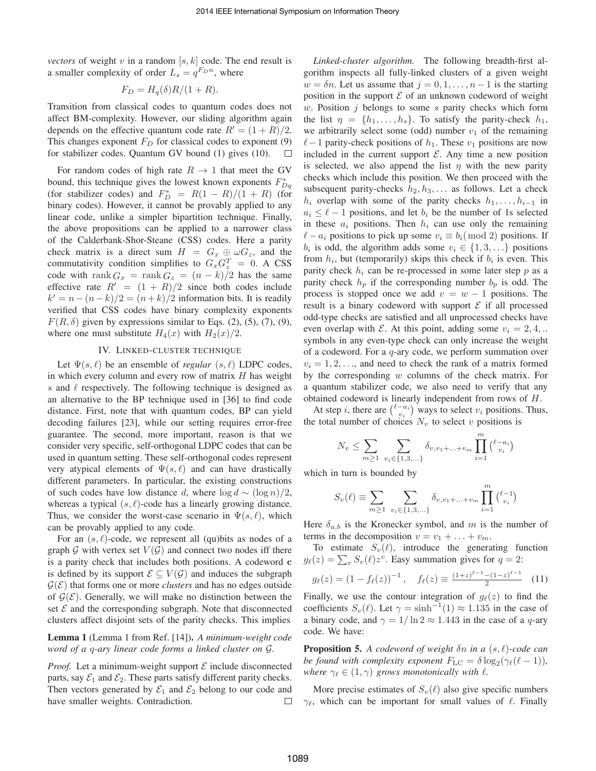*vectors* of weight $v$ in a random $[s, k]$ code. The end result is a smaller complexity of order $L_s = q^{F_D n}$, where

$$F_D = H_q(\delta)R/(1+R).$$

Transition from classical codes to quantum codes does not affect BM-complexity. However, our sliding algorithm again depends on the effective quantum code rate $R' = (1+R)/2$. This changes exponent $F_D$ for classical codes to exponent (9) for stabilizer codes. Quantum GV bound (1) gives (10). $\square$

For random codes of high rate $R \to 1$ that meet the GV bound, this technique gives the lowest known exponents $F^*_{Dq}$ (for stabilizer codes) and $F^*_D = R(1-R)/(1+R)$ (for binary codes). However, it cannot be provably applied to any linear code, unlike a simpler bipartition technique. Finally, the above propositions can be applied to a narrower class of the Calderbank-Shor-Steane (CSS) codes. Here a parity check matrix is a direct sum $H = G_x \oplus \omega G_z$, and the commutativity condition simplifies to $G_x G_z^T = 0$. A CSS code with $\operatorname{rank} G_x = \operatorname{rank} G_z = (n-k)/2$ has the same effective rate $R' = (1+R)/2$ since both codes include $k' = n - (n-k)/2 = (n+k)/2$ information bits. It is readily verified that CSS codes have binary complexity exponents $F(R, \delta)$ given by expressions similar to Eqs. (2), (5), (7), (9), where one must substitute $H_4(x)$ with $H_2(x)/2$.

## IV. Linked-cluster technique

Let $\Psi(s, \ell)$ be an ensemble of *regular* $(s, \ell)$ LDPC codes, in which every column and every row of matrix $H$ has weight $s$ and $\ell$ respectively. The following technique is designed as an alternative to the BP technique used in [36] to find code distance. First, note that with quantum codes, BP can yield decoding failures [23], while our setting requires error-free guarantee. The second, more important, reason is that we consider very specific, self-orthogonal LDPC codes that can be used in quantum setting. These self-orthogonal codes represent very atypical elements of $\Psi(s, \ell)$ and can have drastically different parameters. In particular, the existing constructions of such codes have low distance $d$, where $\log d \sim (\log n)/2$, whereas a typical $(s, \ell)$-code has a linearly growing distance. Thus, we consider the worst-case scenario in $\Psi(s, \ell)$, which can be provably applied to any code.

For an $(s, \ell)$-code, we represent all (qu)bits as nodes of a graph $\mathcal{G}$ with vertex set $V(\mathcal{G})$ and connect two nodes iff there is a parity check that includes both positions. A codeword $\mathbf{c}$ is defined by its support $\mathcal{E} \subseteq V(\mathcal{G})$ and induces the subgraph $\mathcal{G}(\mathcal{E})$ that forms one or more *clusters* and has no edges outside of $\mathcal{G}(\mathcal{E})$. Generally, we will make no distinction between the set $\mathcal{E}$ and the corresponding subgraph. Note that disconnected clusters affect disjoint sets of the parity checks. This implies

**Lemma 1** (Lemma 1 from Ref. [14])**.** *A minimum-weight code word of a $q$-ary linear code forms a linked cluster on $\mathcal{G}$.*

*Proof.* Let a minimum-weight support $\mathcal{E}$ include disconnected parts, say $\mathcal{E}_1$ and $\mathcal{E}_2$. These parts satisfy different parity checks. Then vectors generated by $\mathcal{E}_1$ and $\mathcal{E}_2$ belong to our code and have smaller weights. Contradiction. $\square$

*Linked-cluster algorithm.* The following breadth-first algorithm inspects all fully-linked clusters of a given weight $w = \delta n$. Let us assume that $j = 0, 1, \ldots, n-1$ is the starting position in the support $\mathcal{E}$ of an unknown codeword of weight $w$. Position $j$ belongs to some $s$ parity checks which form the list $\eta = \{h_1, \ldots, h_s\}$. To satisfy the parity-check $h_1$, we arbitrarily select some (odd) number $v_1$ of the remaining $\ell - 1$ parity-check positions of $h_1$. These $v_1$ positions are now included in the current support $\mathcal{E}$. Any time a new position is selected, we also append the list $\eta$ with the new parity checks which include this position. We then proceed with the subsequent parity-checks $h_2, h_3, \ldots$ as follows. Let a check $h_i$ overlap with some of the parity checks $h_1, \ldots, h_{i-1}$ in $a_i \le \ell - 1$ positions, and let $b_i$ be the number of 1s selected in these $a_i$ positions. Then $h_i$ can use only the remaining $\ell - a_i$ positions to pick up some $v_i \equiv b_i \pmod 2$ positions. If $b_i$ is odd, the algorithm adds some $v_i \in \{1, 3, \ldots\}$ positions from $h_i$, but (temporarily) skips this check if $b_i$ is even. This parity check $h_i$ can be re-processed in some later step $p$ as a parity check $h_p$ if the corresponding number $b_p$ is odd. The process is stopped once we add $v = w - 1$ positions. The result is a binary codeword with support $\mathcal{E}$ if all processed odd-type checks are satisfied and all unprocessed checks have even overlap with $\mathcal{E}$. At this point, adding some $v_i = 2, 4, ..$ symbols in any even-type check can only increase the weight of a codeword. For a $q$-ary code, we perform summation over $v_i = 1, 2, \ldots$, and need to check the rank of a matrix formed by the corresponding $w$ columns of the check matrix. For a quantum stabilizer code, we also need to verify that any obtained codeword is linearly independent from rows of $H$.

At step $i$, there are $\binom{\ell - a_i}{v_i}$ ways to select $v_i$ positions. Thus, the total number of choices $N_v$ to select $v$ positions is

$$N_v \le \sum_{m \ge 1} \sum_{v_i \in \{1,3,\ldots\}} \delta_{v, v_1 + \ldots + v_m} \prod_{i=1}^{m} \binom{\ell - a_i}{v_i}$$

which in turn is bounded by

$$S_v(\ell) \equiv \sum_{m \ge 1} \sum_{v_i \in \{1,3,\ldots\}} \delta_{v, v_1 + \ldots + v_m} \prod_{i=1}^{m} \binom{\ell - 1}{v_i}$$

Here $\delta_{a,b}$ is the Kronecker symbol, and $m$ is the number of terms in the decomposition $v = v_1 + \ldots + v_m$.

To estimate $S_v(\ell)$, introduce the generating function $g_\ell(z) = \sum_v S_v(\ell) z^v$. Easy summation gives for $q = 2$:

$$g_\ell(z) = (1 - f_\ell(z))^{-1}, \quad f_\ell(z) \equiv \frac{(1+z)^{\ell-1} - (1-z)^{\ell-1}}{2} \quad (11)$$

Finally, we use the contour integration of $g_\ell(z)$ to find the coefficients $S_v(\ell)$. Let $\gamma = \sinh^{-1}(1) \approx 1.135$ in the case of a binary code, and $\gamma = 1/\ln 2 \approx 1.443$ in the case of a $q$-ary code. We have:

**Proposition 5.** *A codeword of weight $\delta n$ in a $(s, \ell)$-code can be found with complexity exponent $F_{\mathrm{LC}} = \delta \log_2(\gamma_\ell(\ell - 1))$, where $\gamma_\ell \in (1, \gamma)$ grows monotonically with $\ell$.*

More precise estimates of $S_v(\ell)$ also give specific numbers $\gamma_\ell$, which can be important for small values of $\ell$. Finally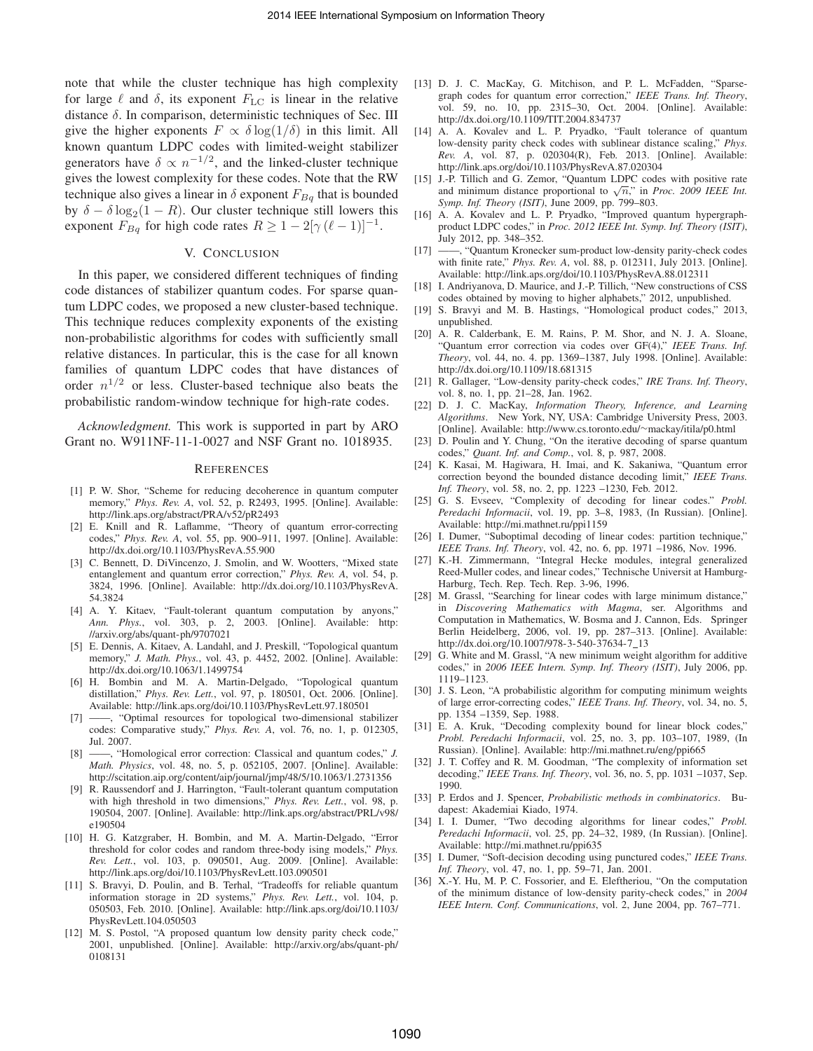note that while the cluster technique has high complexity for large $\ell$ and $\delta$, its exponent $F_{\rm LC}$ is linear in the relative distance $\delta$. In comparison, deterministic techniques of Sec. III give the higher exponents $F \propto \delta \log(1/\delta)$ in this limit. All known quantum LDPC codes with limited-weight stabilizer generators have $\delta \propto n^{-1/2}$, and the linked-cluster technique gives the lowest complexity for these codes. Note that the RW technique also gives a linear in $\delta$ exponent $F_{Bq}$ that is bounded by $\delta - \delta \log_2(1-R)$. Our cluster technique still lowers this exponent $F_{Bq}$ for high code rates $R \geq 1 - 2[\gamma(\ell-1)]^{-1}$.

## V. Conclusion

In this paper, we considered different techniques of finding code distances of stabilizer quantum codes. For sparse quantum LDPC codes, we proposed a new cluster-based technique. This technique reduces complexity exponents of the existing non-probabilistic algorithms for codes with sufficiently small relative distances. In particular, this is the case for all known families of quantum LDPC codes that have distances of order $n^{1/2}$ or less. Cluster-based technique also beats the probabilistic random-window technique for high-rate codes.

*Acknowledgment.* This work is supported in part by ARO Grant no. W911NF-11-1-0027 and NSF Grant no. 1018935.

## References

[1] P. W. Shor, "Scheme for reducing decoherence in quantum computer memory," *Phys. Rev. A*, vol. 52, p. R2493, 1995. [Online]. Available: http://link.aps.org/abstract/PRA/v52/pR2493

[2] E. Knill and R. Laflamme, "Theory of quantum error-correcting codes," *Phys. Rev. A*, vol. 55, pp. 900–911, 1997. [Online]. Available: http://dx.doi.org/10.1103/PhysRevA.55.900

[3] C. Bennett, D. DiVincenzo, J. Smolin, and W. Wootters, "Mixed state entanglement and quantum error correction," *Phys. Rev. A*, vol. 54, p. 3824, 1996. [Online]. Available: http://dx.doi.org/10.1103/PhysRevA.54.3824

[4] A. Y. Kitaev, "Fault-tolerant quantum computation by anyons," *Ann. Phys.*, vol. 303, p. 2, 2003. [Online]. Available: http://arxiv.org/abs/quant-ph/9707021

[5] E. Dennis, A. Kitaev, A. Landahl, and J. Preskill, "Topological quantum memory," *J. Math. Phys.*, vol. 43, p. 4452, 2002. [Online]. Available: http://dx.doi.org/10.1063/1.1499754

[6] H. Bombin and M. A. Martin-Delgado, "Topological quantum distillation," *Phys. Rev. Lett.*, vol. 97, p. 180501, Oct. 2006. [Online]. Available: http://link.aps.org/doi/10.1103/PhysRevLett.97.180501

[7] ——, "Optimal resources for topological two-dimensional stabilizer codes: Comparative study," *Phys. Rev. A*, vol. 76, no. 1, p. 012305, Jul. 2007.

[8] ——, "Homological error correction: Classical and quantum codes," *J. Math. Physics*, vol. 48, no. 5, p. 052105, 2007. [Online]. Available: http://scitation.aip.org/content/aip/journal/jmp/48/5/10.1063/1.2731356

[9] R. Raussendorf and J. Harrington, "Fault-tolerant quantum computation with high threshold in two dimensions," *Phys. Rev. Lett.*, vol. 98, p. 190504, 2007. [Online]. Available: http://link.aps.org/abstract/PRL/v98/e190504

[10] H. G. Katzgraber, H. Bombin, and M. A. Martin-Delgado, "Error threshold for color codes and random three-body ising models," *Phys. Rev. Lett.*, vol. 103, p. 090501, Aug. 2009. [Online]. Available: http://link.aps.org/doi/10.1103/PhysRevLett.103.090501

[11] S. Bravyi, D. Poulin, and B. Terhal, "Tradeoffs for reliable quantum information storage in 2D systems," *Phys. Rev. Lett.*, vol. 104, p. 050503, Feb. 2010. [Online]. Available: http://link.aps.org/doi/10.1103/PhysRevLett.104.050503

[12] M. S. Postol, "A proposed quantum low density parity check code," 2001, unpublished. [Online]. Available: http://arxiv.org/abs/quant-ph/0108131

[13] D. J. C. MacKay, G. Mitchison, and P. L. McFadden, "Sparse-graph codes for quantum error correction," *IEEE Trans. Inf. Theory*, vol. 59, no. 10, pp. 2315–30, Oct. 2004. [Online]. Available: http://dx.doi.org/10.1109/TIT.2004.834737

[14] A. A. Kovalev and L. P. Pryadko, "Fault tolerance of quantum low-density parity check codes with sublinear distance scaling," *Phys. Rev. A*, vol. 87, p. 020304(R), Feb. 2013. [Online]. Available: http://link.aps.org/doi/10.1103/PhysRevA.87.020304

[15] J.-P. Tillich and G. Zemor, "Quantum LDPC codes with positive rate and minimum distance proportional to $\sqrt{n}$," in *Proc. 2009 IEEE Int. Symp. Inf. Theory (ISIT)*, June 2009, pp. 799–803.

[16] A. A. Kovalev and L. P. Pryadko, "Improved quantum hypergraph-product LDPC codes," in *Proc. 2012 IEEE Int. Symp. Inf. Theory (ISIT)*, July 2012, pp. 348–352.

[17] ——, "Quantum Kronecker sum-product low-density parity-check codes with finite rate," *Phys. Rev. A*, vol. 88, p. 012311, July 2013. [Online]. Available: http://link.aps.org/doi/10.1103/PhysRevA.88.012311

[18] I. Andriyanova, D. Maurice, and J.-P. Tillich, "New constructions of CSS codes obtained by moving to higher alphabets," 2012, unpublished.

[19] S. Bravyi and M. B. Hastings, "Homological product codes," 2013, unpublished.

[20] A. R. Calderbank, E. M. Rains, P. M. Shor, and N. J. A. Sloane, "Quantum error correction via codes over GF(4)," *IEEE Trans. Inf. Theory*, vol. 44, no. 4, pp. 1369–1387, July 1998. [Online]. Available: http://dx.doi.org/10.1109/18.681315

[21] R. Gallager, "Low-density parity-check codes," *IRE Trans. Inf. Theory*, vol. 8, no. 1, pp. 21–28, Jan. 1962.

[22] D. J. C. MacKay, *Information Theory, Inference, and Learning Algorithms*. New York, NY, USA: Cambridge University Press, 2003. [Online]. Available: http://www.cs.toronto.edu/~mackay/itila/p0.html

[23] D. Poulin and Y. Chung, "On the iterative decoding of sparse quantum codes," *Quant. Inf. and Comp.*, vol. 8, p. 987, 2008.

[24] K. Kasai, M. Hagiwara, H. Imai, and K. Sakaniwa, "Quantum error correction beyond the bounded distance decoding limit," *IEEE Trans. Inf. Theory*, vol. 58, no. 2, pp. 1223 –1230, Feb. 2012.

[25] G. S. Evseev, "Complexity of decoding for linear codes." *Probl. Peredachi Informacii*, vol. 19, pp. 3–8, 1983, (In Russian). [Online]. Available: http://mi.mathnet.ru/ppi1159

[26] I. Dumer, "Suboptimal decoding of linear codes: partition technique," *IEEE Trans. Inf. Theory*, vol. 42, no. 6, pp. 1971 –1986, Nov. 1996.

[27] K.-H. Zimmermann, "Integral Hecke modules, integral generalized Reed-Muller codes, and linear codes," Technische Universit at Hamburg-Harburg, Tech. Rep. Tech. Rep. 3-96, 1996.

[28] M. Grassl, "Searching for linear codes with large minimum distance," in *Discovering Mathematics with Magma*, ser. Algorithms and Computation in Mathematics, W. Bosma and J. Cannon, Eds. Springer Berlin Heidelberg, 2006, vol. 19, pp. 287–313. [Online]. Available: http://dx.doi.org/10.1007/978-3-540-37634-7_13

[29] G. White and M. Grassl, "A new minimum weight algorithm for additive codes," in *2006 IEEE Intern. Symp. Inf. Theory (ISIT)*, July 2006, pp. 1119–1123.

[30] J. S. Leon, "A probabilistic algorithm for computing minimum weights of large error-correcting codes," *IEEE Trans. Inf. Theory*, vol. 34, no. 5, pp. 1354 –1359, Sep. 1988.

[31] E. A. Kruk, "Decoding complexity bound for linear block codes," *Probl. Peredachi Informacii*, vol. 25, no. 3, pp. 103–107, 1989, (In Russian). [Online]. Available: http://mi.mathnet.ru/eng/ppi665

[32] J. T. Coffey and R. M. Goodman, "The complexity of information set decoding," *IEEE Trans. Inf. Theory*, vol. 36, no. 5, pp. 1031 –1037, Sep. 1990.

[33] P. Erdos and J. Spencer, *Probabilistic methods in combinatorics*. Budapest: Akademiai Kiado, 1974.

[34] I. I. Dumer, "Two decoding algorithms for linear codes," *Probl. Peredachi Informacii*, vol. 25, pp. 24–32, 1989, (In Russian). [Online]. Available: http://mi.mathnet.ru/ppi635

[35] I. Dumer, "Soft-decision decoding using punctured codes," *IEEE Trans. Inf. Theory*, vol. 47, no. 1, pp. 59–71, Jan. 2001.

[36] X.-Y. Hu, M. P. C. Fossorier, and E. Eleftheriou, "On the computation of the minimum distance of low-density parity-check codes," in *2004 IEEE Intern. Conf. Communications*, vol. 2, June 2004, pp. 767–771.